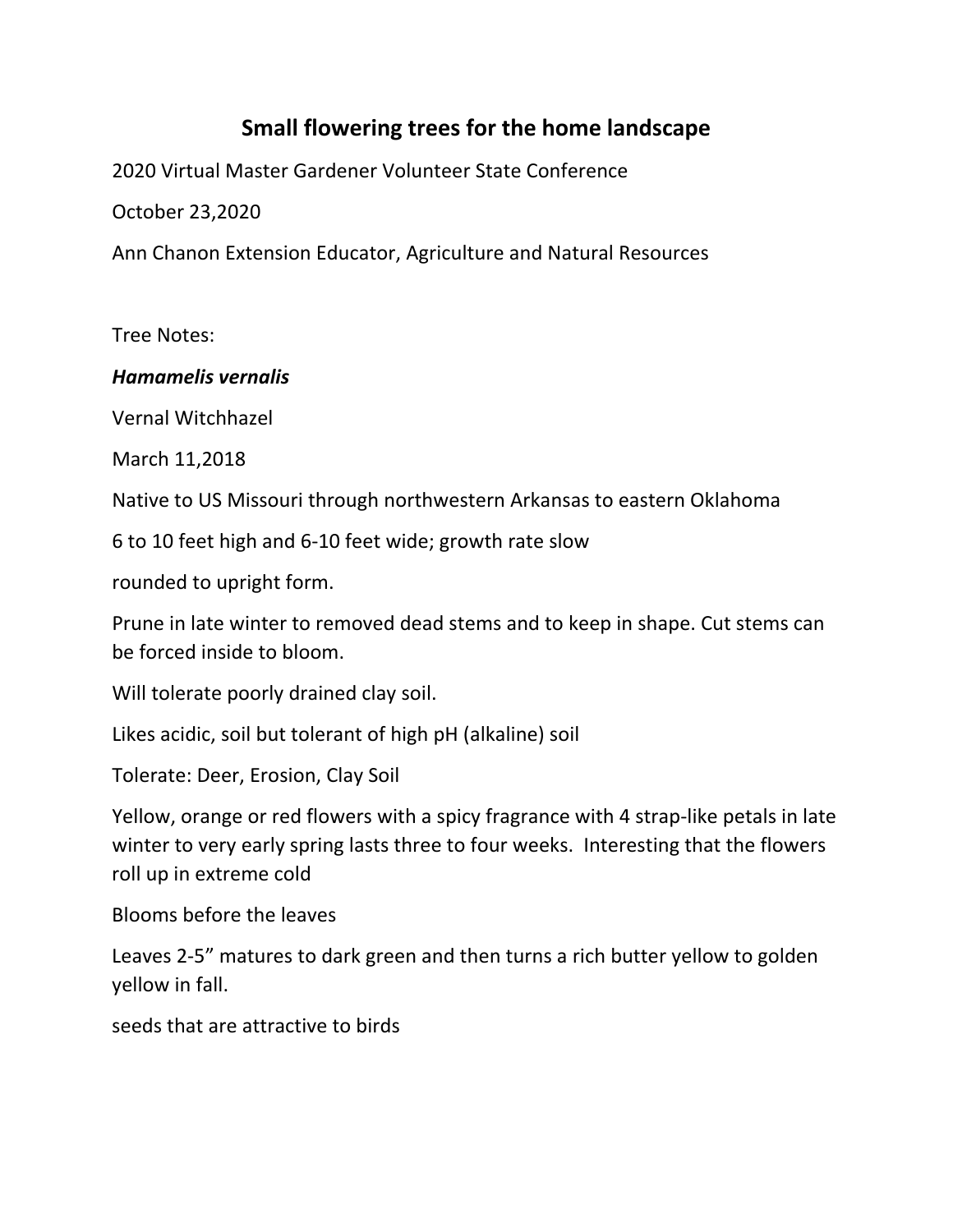# Small flowering trees for the home landscape

2020 Virtual Master Gardener Volunteer State Conference

October 23,2020

Ann Chanon Extension Educator, Agriculture and Natural Resources

Tree Notes:

***Hamamelis vernalis***

Vernal Witchhazel

March 11,2018

Native to US Missouri through northwestern Arkansas to eastern Oklahoma

6 to 10 feet high and 6-10 feet wide; growth rate slow

rounded to upright form.

Prune in late winter to removed dead stems and to keep in shape. Cut stems can be forced inside to bloom.

Will tolerate poorly drained clay soil.

Likes acidic, soil but tolerant of high pH (alkaline) soil

Tolerate: Deer, Erosion, Clay Soil

Yellow, orange or red flowers with a spicy fragrance with 4 strap-like petals in late winter to very early spring lasts three to four weeks. Interesting that the flowers roll up in extreme cold

Blooms before the leaves

Leaves 2-5" matures to dark green and then turns a rich butter yellow to golden yellow in fall.

seeds that are attractive to birds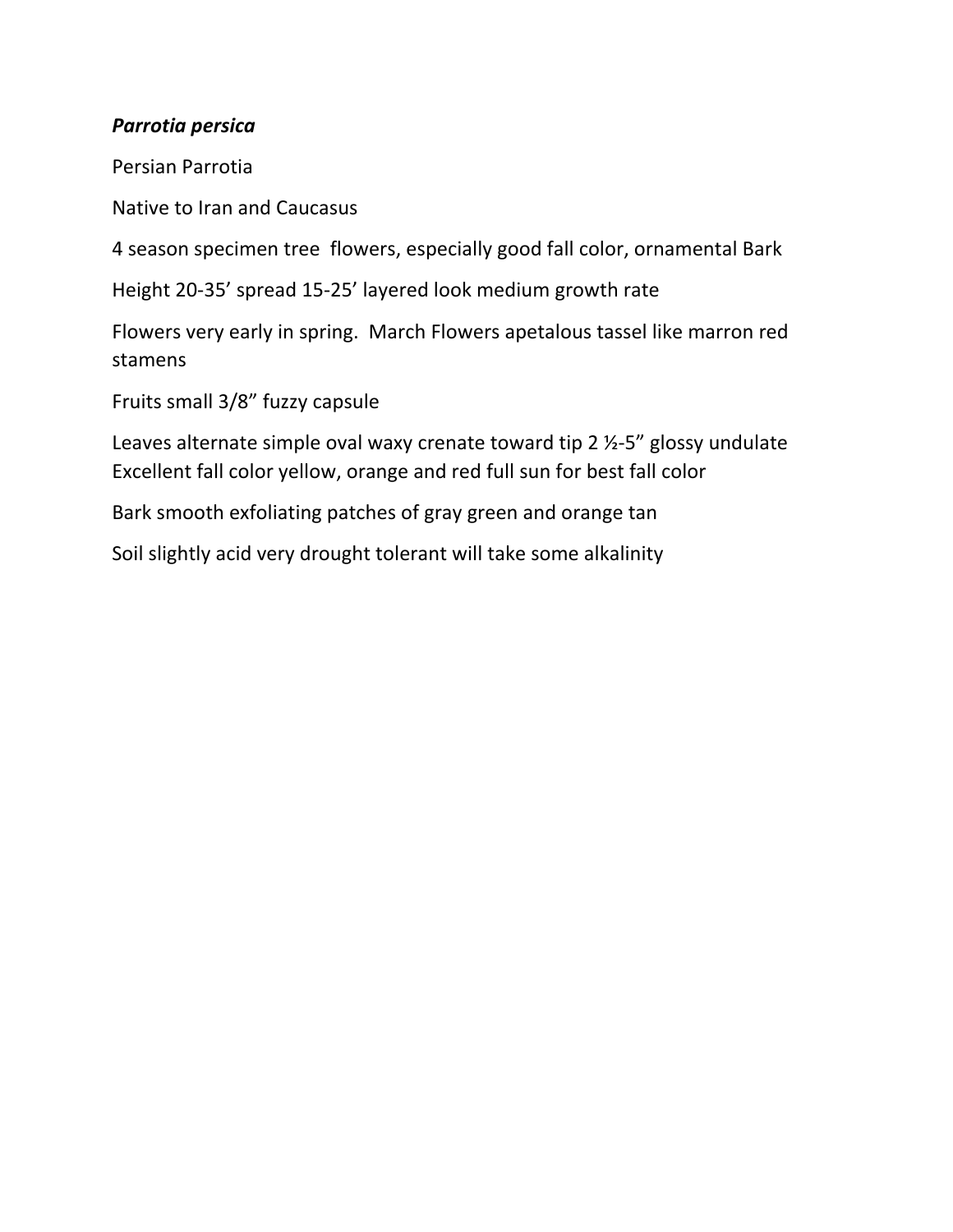***Parrotia persica***

Persian Parrotia

Native to Iran and Caucasus

4 season specimen tree  flowers, especially good fall color, ornamental Bark

Height 20-35' spread 15-25' layered look medium growth rate

Flowers very early in spring.  March Flowers apetalous tassel like marron red stamens

Fruits small 3/8" fuzzy capsule

Leaves alternate simple oval waxy crenate toward tip 2 ½-5" glossy undulate Excellent fall color yellow, orange and red full sun for best fall color

Bark smooth exfoliating patches of gray green and orange tan

Soil slightly acid very drought tolerant will take some alkalinity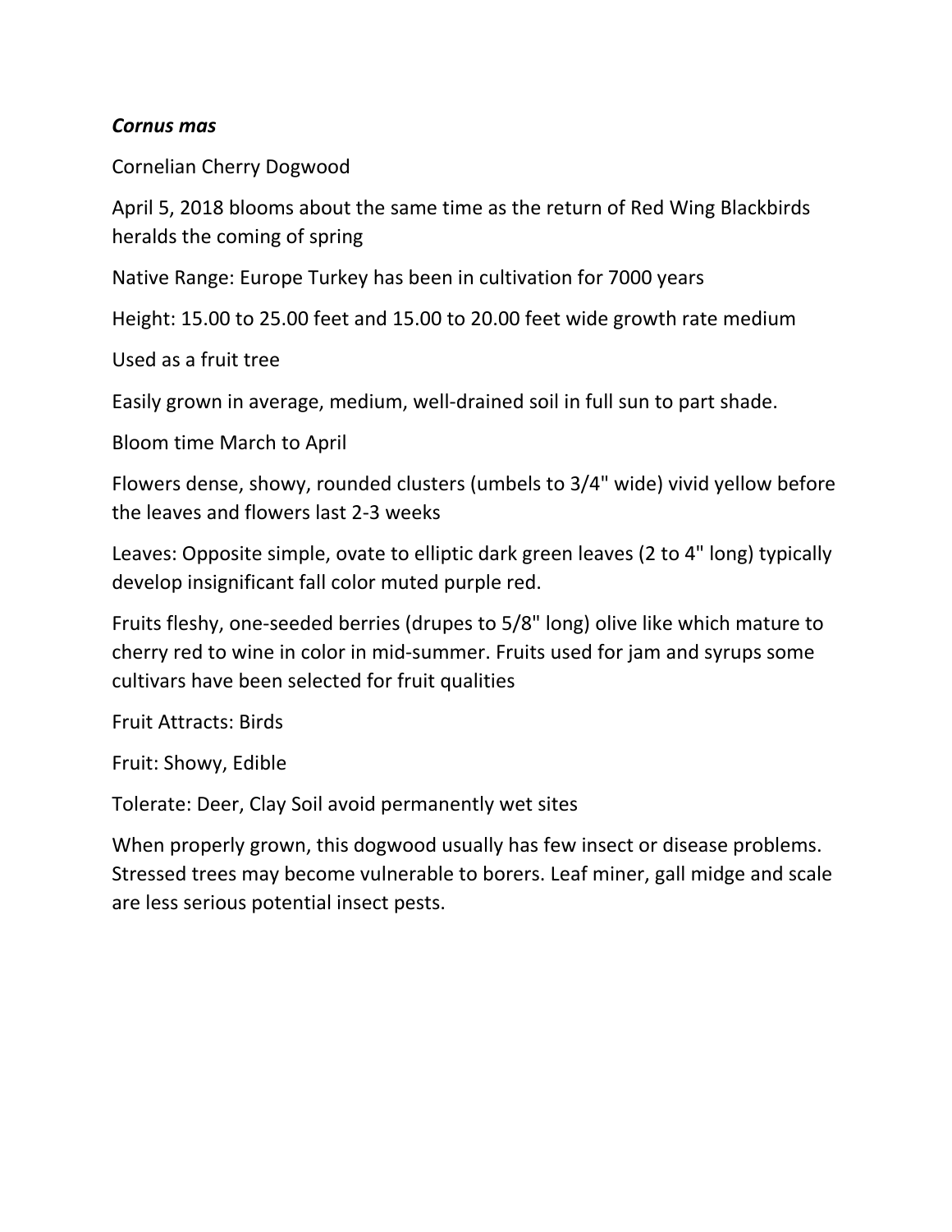***Cornus mas***

Cornelian Cherry Dogwood

April 5, 2018 blooms about the same time as the return of Red Wing Blackbirds heralds the coming of spring

Native Range: Europe Turkey has been in cultivation for 7000 years

Height: 15.00 to 25.00 feet and 15.00 to 20.00 feet wide growth rate medium

Used as a fruit tree

Easily grown in average, medium, well-drained soil in full sun to part shade.

Bloom time March to April

Flowers dense, showy, rounded clusters (umbels to 3/4" wide) vivid yellow before the leaves and flowers last 2-3 weeks

Leaves: Opposite simple, ovate to elliptic dark green leaves (2 to 4" long) typically develop insignificant fall color muted purple red.

Fruits fleshy, one-seeded berries (drupes to 5/8" long) olive like which mature to cherry red to wine in color in mid-summer. Fruits used for jam and syrups some cultivars have been selected for fruit qualities

Fruit Attracts: Birds

Fruit: Showy, Edible

Tolerate: Deer, Clay Soil avoid permanently wet sites

When properly grown, this dogwood usually has few insect or disease problems. Stressed trees may become vulnerable to borers. Leaf miner, gall midge and scale are less serious potential insect pests.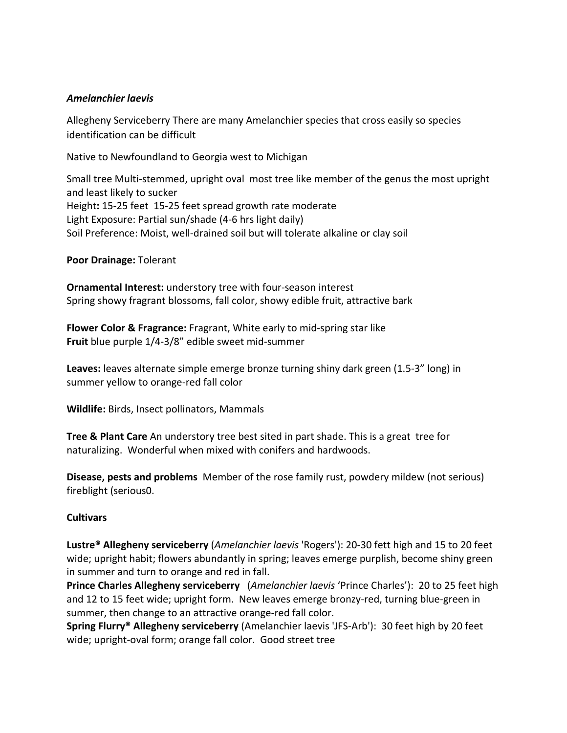***Amelanchier laevis***

Allegheny Serviceberry There are many Amelanchier species that cross easily so species identification can be difficult

Native to Newfoundland to Georgia west to Michigan

Small tree Multi-stemmed, upright oval most tree like member of the genus the most upright and least likely to sucker
Height**:** 15-25 feet 15-25 feet spread growth rate moderate
Light Exposure: Partial sun/shade (4-6 hrs light daily)
Soil Preference: Moist, well-drained soil but will tolerate alkaline or clay soil

**Poor Drainage:** Tolerant

**Ornamental Interest:** understory tree with four-season interest
Spring showy fragrant blossoms, fall color, showy edible fruit, attractive bark

**Flower Color & Fragrance:** Fragrant, White early to mid-spring star like
**Fruit** blue purple 1/4-3/8" edible sweet mid-summer

**Leaves:** leaves alternate simple emerge bronze turning shiny dark green (1.5-3" long) in summer yellow to orange-red fall color

**Wildlife:** Birds, Insect pollinators, Mammals

**Tree & Plant Care** An understory tree best sited in part shade. This is a great tree for naturalizing. Wonderful when mixed with conifers and hardwoods.

**Disease, pests and problems** Member of the rose family rust, powdery mildew (not serious) fireblight (serious0.

**Cultivars**

**Lustre® Allegheny serviceberry** (*Amelanchier laevis* 'Rogers'): 20-30 fett high and 15 to 20 feet wide; upright habit; flowers abundantly in spring; leaves emerge purplish, become shiny green in summer and turn to orange and red in fall.
**Prince Charles Allegheny serviceberry** (*Amelanchier laevis* 'Prince Charles'): 20 to 25 feet high and 12 to 15 feet wide; upright form. New leaves emerge bronzy-red, turning blue-green in summer, then change to an attractive orange-red fall color.
**Spring Flurry® Allegheny serviceberry** (Amelanchier laevis 'JFS-Arb'): 30 feet high by 20 feet wide; upright-oval form; orange fall color. Good street tree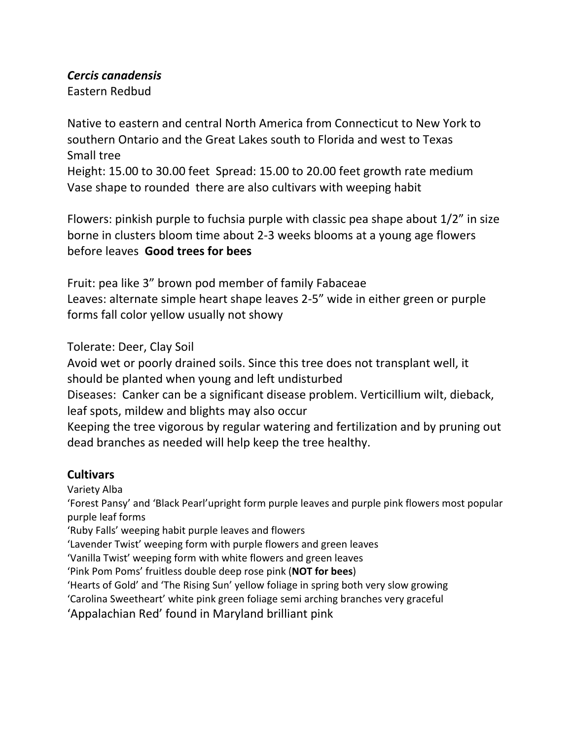***Cercis canadensis***
Eastern Redbud

Native to eastern and central North America from Connecticut to New York to southern Ontario and the Great Lakes south to Florida and west to Texas
Small tree
Height: 15.00 to 30.00 feet Spread: 15.00 to 20.00 feet growth rate medium
Vase shape to rounded there are also cultivars with weeping habit

Flowers: pinkish purple to fuchsia purple with classic pea shape about 1/2" in size borne in clusters bloom time about 2-3 weeks blooms at a young age flowers before leaves **Good trees for bees**

Fruit: pea like 3" brown pod member of family Fabaceae
Leaves: alternate simple heart shape leaves 2-5" wide in either green or purple forms fall color yellow usually not showy

Tolerate: Deer, Clay Soil
Avoid wet or poorly drained soils. Since this tree does not transplant well, it should be planted when young and left undisturbed
Diseases: Canker can be a significant disease problem. Verticillium wilt, dieback, leaf spots, mildew and blights may also occur
Keeping the tree vigorous by regular watering and fertilization and by pruning out dead branches as needed will help keep the tree healthy.

**Cultivars**

Variety Alba
'Forest Pansy' and 'Black Pearl'upright form purple leaves and purple pink flowers most popular purple leaf forms
'Ruby Falls' weeping habit purple leaves and flowers
'Lavender Twist' weeping form with purple flowers and green leaves
'Vanilla Twist' weeping form with white flowers and green leaves
'Pink Pom Poms' fruitless double deep rose pink (**NOT for bees**)
'Hearts of Gold' and 'The Rising Sun' yellow foliage in spring both very slow growing
'Carolina Sweetheart' white pink green foliage semi arching branches very graceful
'Appalachian Red' found in Maryland brilliant pink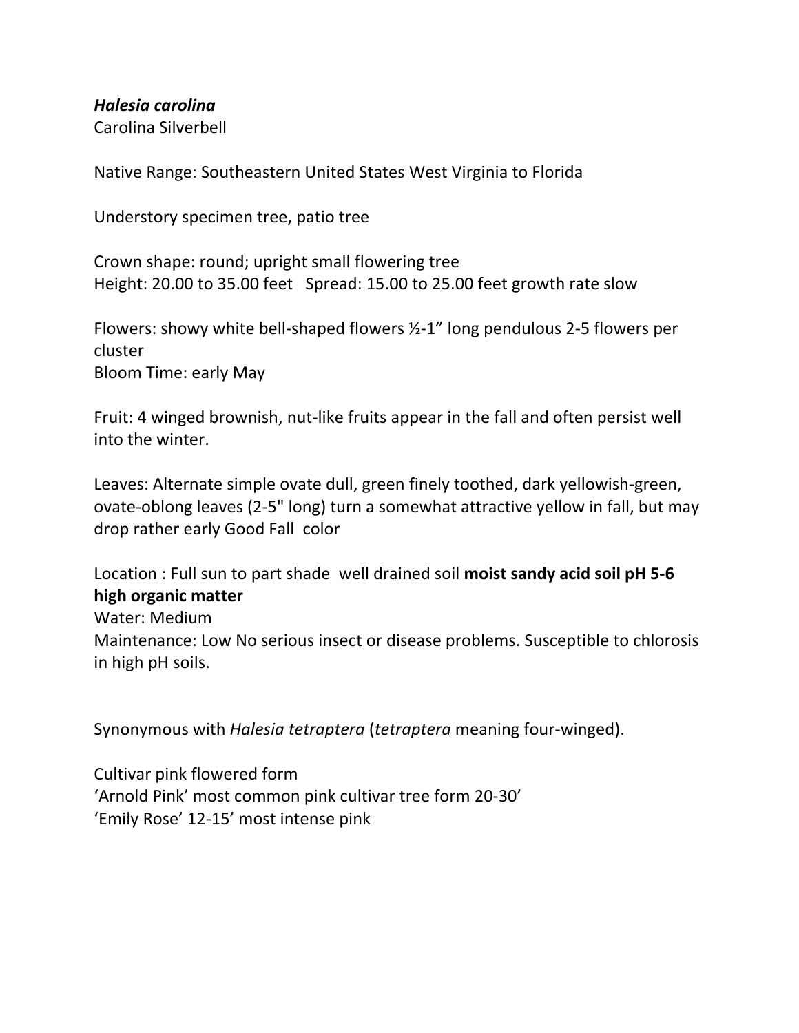***Halesia carolina***
Carolina Silverbell

Native Range: Southeastern United States West Virginia to Florida

Understory specimen tree, patio tree

Crown shape: round; upright small flowering tree
Height: 20.00 to 35.00 feet   Spread: 15.00 to 25.00 feet growth rate slow

Flowers: showy white bell-shaped flowers ½-1" long pendulous 2-5 flowers per cluster
Bloom Time: early May

Fruit: 4 winged brownish, nut-like fruits appear in the fall and often persist well into the winter.

Leaves: Alternate simple ovate dull, green finely toothed, dark yellowish-green, ovate-oblong leaves (2-5" long) turn a somewhat attractive yellow in fall, but may drop rather early Good Fall color

Location : Full sun to part shade well drained soil **moist sandy acid soil pH 5-6 high organic matter**
Water: Medium
Maintenance: Low No serious insect or disease problems. Susceptible to chlorosis in high pH soils.

Synonymous with *Halesia tetraptera* (*tetraptera* meaning four-winged).

Cultivar pink flowered form
'Arnold Pink' most common pink cultivar tree form 20-30'
'Emily Rose' 12-15' most intense pink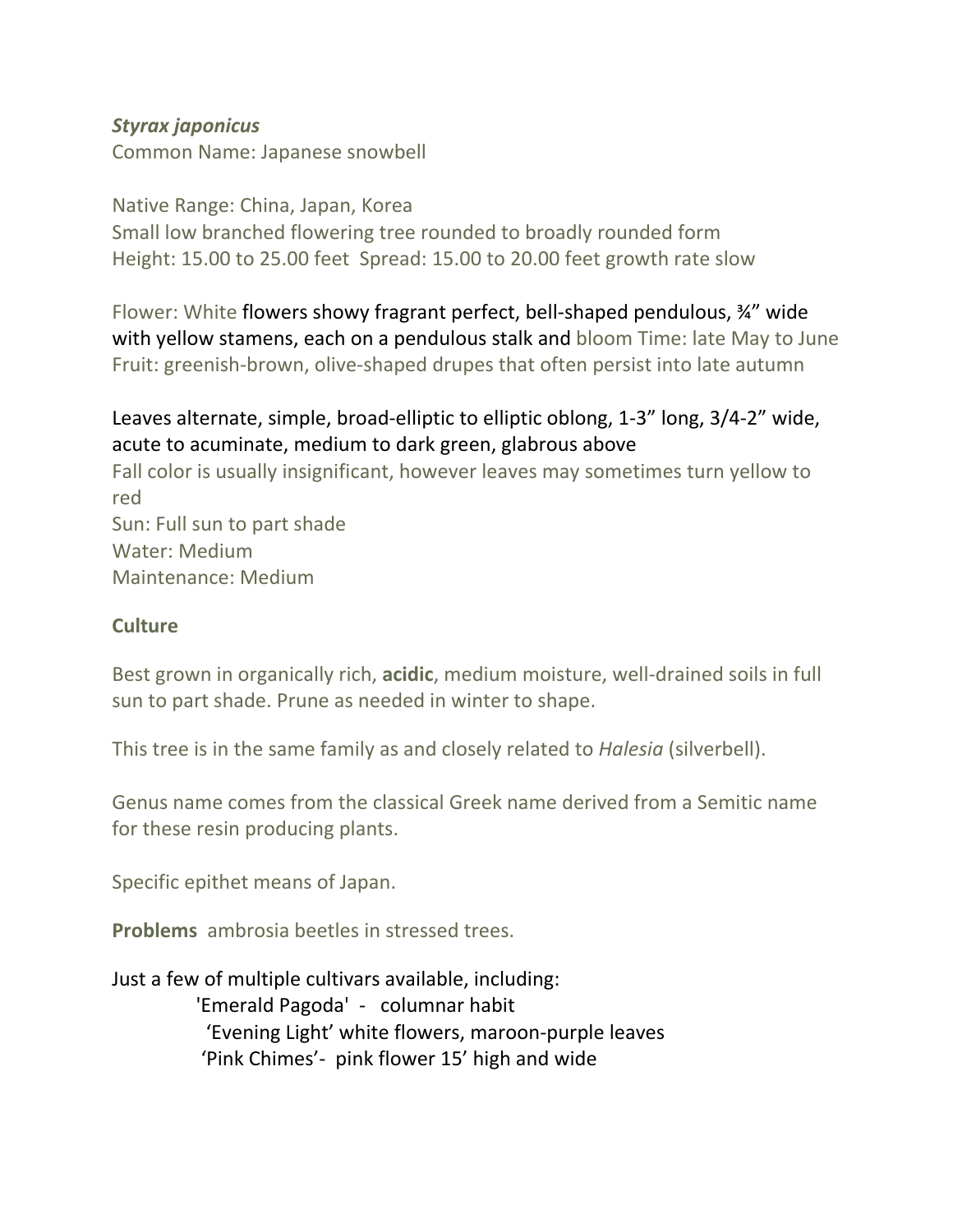***Styrax japonicus***
Common Name: Japanese snowbell

Native Range: China, Japan, Korea
Small low branched flowering tree rounded to broadly rounded form
Height: 15.00 to 25.00 feet Spread: 15.00 to 20.00 feet growth rate slow

Flower: White flowers showy fragrant perfect, bell-shaped pendulous, ¾" wide with yellow stamens, each on a pendulous stalk and bloom Time: late May to June
Fruit: greenish-brown, olive-shaped drupes that often persist into late autumn

Leaves alternate, simple, broad-elliptic to elliptic oblong, 1-3" long, 3/4-2" wide, acute to acuminate, medium to dark green, glabrous above
Fall color is usually insignificant, however leaves may sometimes turn yellow to red
Sun: Full sun to part shade
Water: Medium
Maintenance: Medium

**Culture**

Best grown in organically rich, **acidic**, medium moisture, well-drained soils in full sun to part shade. Prune as needed in winter to shape.

This tree is in the same family as and closely related to *Halesia* (silverbell).

Genus name comes from the classical Greek name derived from a Semitic name for these resin producing plants.

Specific epithet means of Japan.

**Problems** ambrosia beetles in stressed trees.

Just a few of multiple cultivars available, including:

- 'Emerald Pagoda' - columnar habit
- 'Evening Light' white flowers, maroon-purple leaves
- 'Pink Chimes'- pink flower 15' high and wide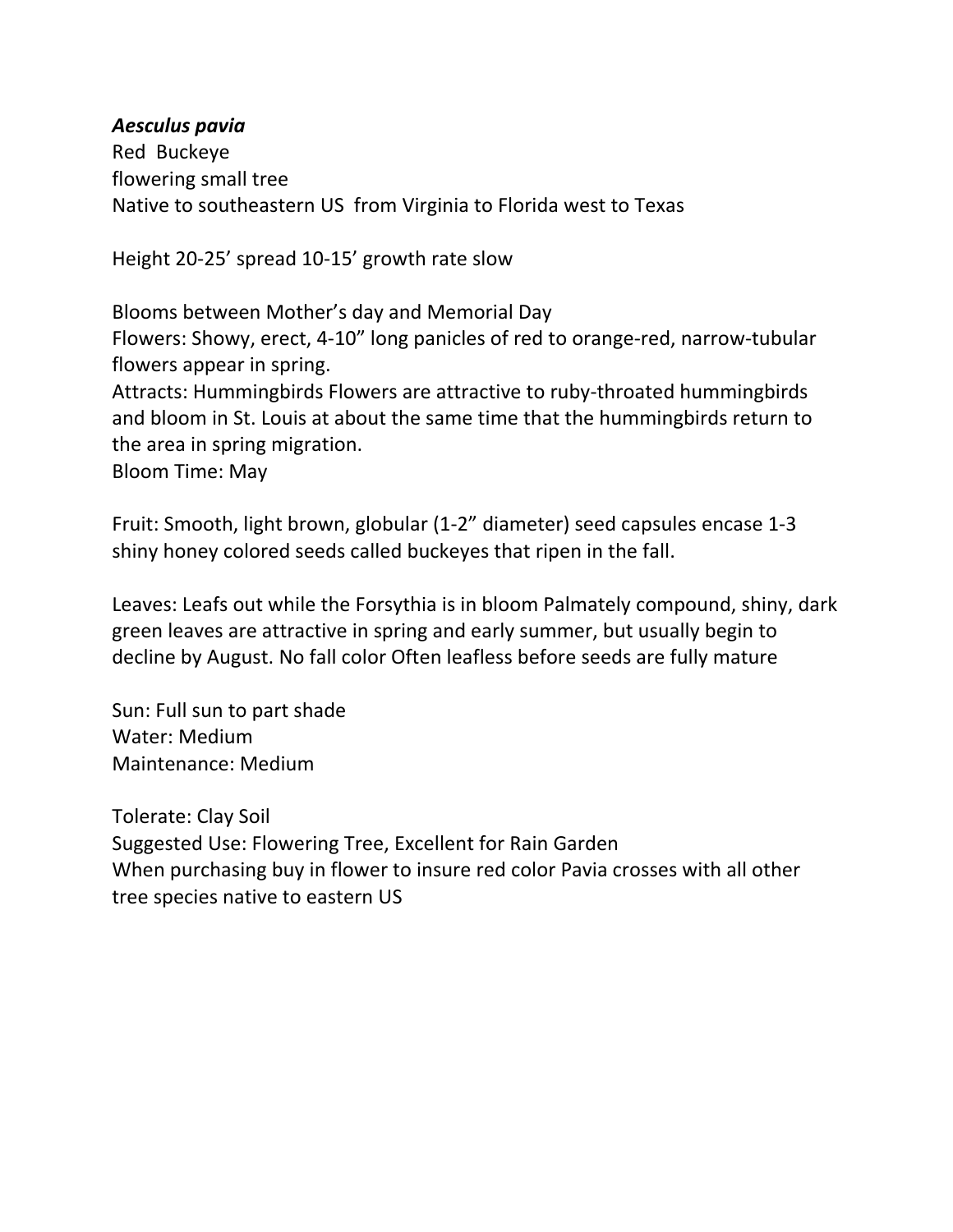***Aesculus pavia***
Red Buckeye
flowering small tree
Native to southeastern US from Virginia to Florida west to Texas

Height 20-25’ spread 10-15’ growth rate slow

Blooms between Mother’s day and Memorial Day
Flowers: Showy, erect, 4-10” long panicles of red to orange-red, narrow-tubular flowers appear in spring.
Attracts: Hummingbirds Flowers are attractive to ruby-throated hummingbirds and bloom in St. Louis at about the same time that the hummingbirds return to the area in spring migration.
Bloom Time: May

Fruit: Smooth, light brown, globular (1-2” diameter) seed capsules encase 1-3 shiny honey colored seeds called buckeyes that ripen in the fall.

Leaves: Leafs out while the Forsythia is in bloom Palmately compound, shiny, dark green leaves are attractive in spring and early summer, but usually begin to decline by August. No fall color Often leafless before seeds are fully mature

Sun: Full sun to part shade
Water: Medium
Maintenance: Medium

Tolerate: Clay Soil
Suggested Use: Flowering Tree, Excellent for Rain Garden
When purchasing buy in flower to insure red color Pavia crosses with all other tree species native to eastern US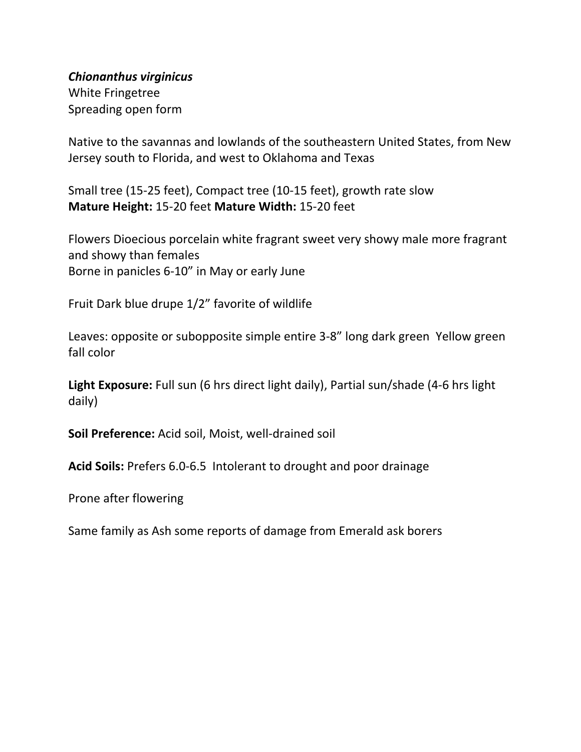***Chionanthus virginicus***
White Fringetree
Spreading open form

Native to the savannas and lowlands of the southeastern United States, from New Jersey south to Florida, and west to Oklahoma and Texas

Small tree (15-25 feet), Compact tree (10-15 feet), growth rate slow
**Mature Height:** 15-20 feet **Mature Width:** 15-20 feet

Flowers Dioecious porcelain white fragrant sweet very showy male more fragrant and showy than females
Borne in panicles 6-10" in May or early June

Fruit Dark blue drupe 1/2" favorite of wildlife

Leaves: opposite or subopposite simple entire 3-8" long dark green  Yellow green fall color

**Light Exposure:** Full sun (6 hrs direct light daily), Partial sun/shade (4-6 hrs light daily)

**Soil Preference:** Acid soil, Moist, well-drained soil

**Acid Soils:** Prefers 6.0-6.5  Intolerant to drought and poor drainage

Prone after flowering

Same family as Ash some reports of damage from Emerald ask borers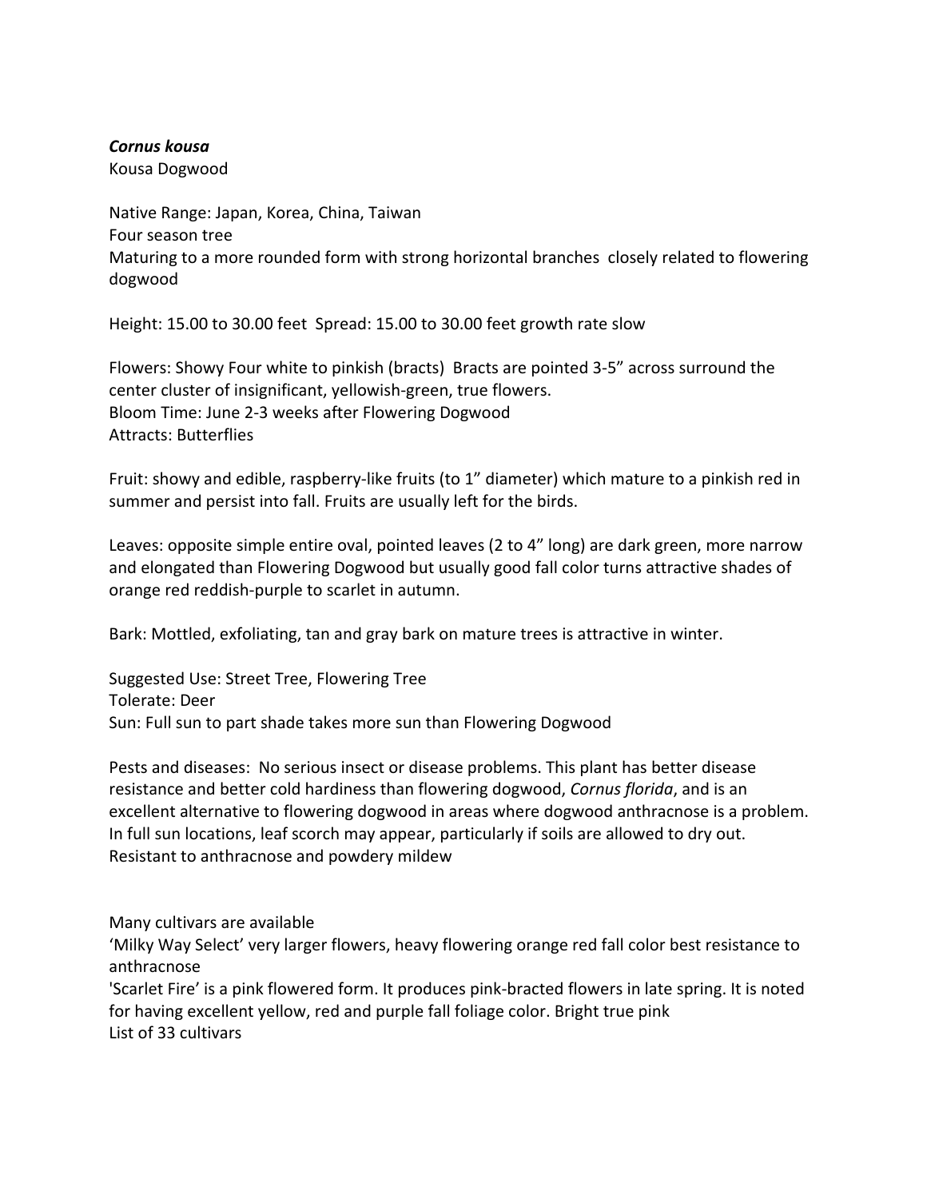***Cornus kousa***
Kousa Dogwood

Native Range: Japan, Korea, China, Taiwan
Four season tree
Maturing to a more rounded form with strong horizontal branches closely related to flowering dogwood

Height: 15.00 to 30.00 feet Spread: 15.00 to 30.00 feet growth rate slow

Flowers: Showy Four white to pinkish (bracts) Bracts are pointed 3-5" across surround the center cluster of insignificant, yellowish-green, true flowers.
Bloom Time: June 2-3 weeks after Flowering Dogwood
Attracts: Butterflies

Fruit: showy and edible, raspberry-like fruits (to 1" diameter) which mature to a pinkish red in summer and persist into fall. Fruits are usually left for the birds.

Leaves: opposite simple entire oval, pointed leaves (2 to 4" long) are dark green, more narrow and elongated than Flowering Dogwood but usually good fall color turns attractive shades of orange red reddish-purple to scarlet in autumn.

Bark: Mottled, exfoliating, tan and gray bark on mature trees is attractive in winter.

Suggested Use: Street Tree, Flowering Tree
Tolerate: Deer
Sun: Full sun to part shade takes more sun than Flowering Dogwood

Pests and diseases: No serious insect or disease problems. This plant has better disease resistance and better cold hardiness than flowering dogwood, *Cornus florida*, and is an excellent alternative to flowering dogwood in areas where dogwood anthracnose is a problem. In full sun locations, leaf scorch may appear, particularly if soils are allowed to dry out. Resistant to anthracnose and powdery mildew

Many cultivars are available
'Milky Way Select' very larger flowers, heavy flowering orange red fall color best resistance to anthracnose
'Scarlet Fire' is a pink flowered form. It produces pink-bracted flowers in late spring. It is noted for having excellent yellow, red and purple fall foliage color. Bright true pink
List of 33 cultivars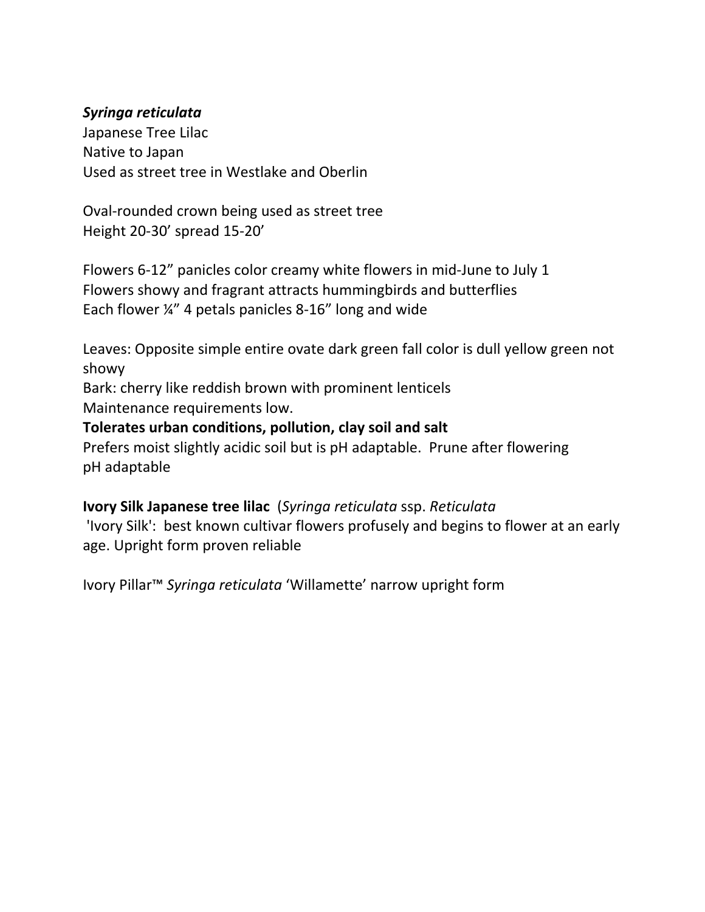***Syringa reticulata***
Japanese Tree Lilac
Native to Japan
Used as street tree in Westlake and Oberlin

Oval-rounded crown being used as street tree
Height 20-30' spread 15-20'

Flowers 6-12" panicles color creamy white flowers in mid-June to July 1
Flowers showy and fragrant attracts hummingbirds and butterflies
Each flower ¼" 4 petals panicles 8-16" long and wide

Leaves: Opposite simple entire ovate dark green fall color is dull yellow green not showy
Bark: cherry like reddish brown with prominent lenticels
Maintenance requirements low.
**Tolerates urban conditions, pollution, clay soil and salt**
Prefers moist slightly acidic soil but is pH adaptable. Prune after flowering
pH adaptable

**Ivory Silk Japanese tree lilac** (*Syringa reticulata* ssp. *Reticulata*
'Ivory Silk': best known cultivar flowers profusely and begins to flower at an early age. Upright form proven reliable

Ivory Pillar™ *Syringa reticulata* 'Willamette' narrow upright form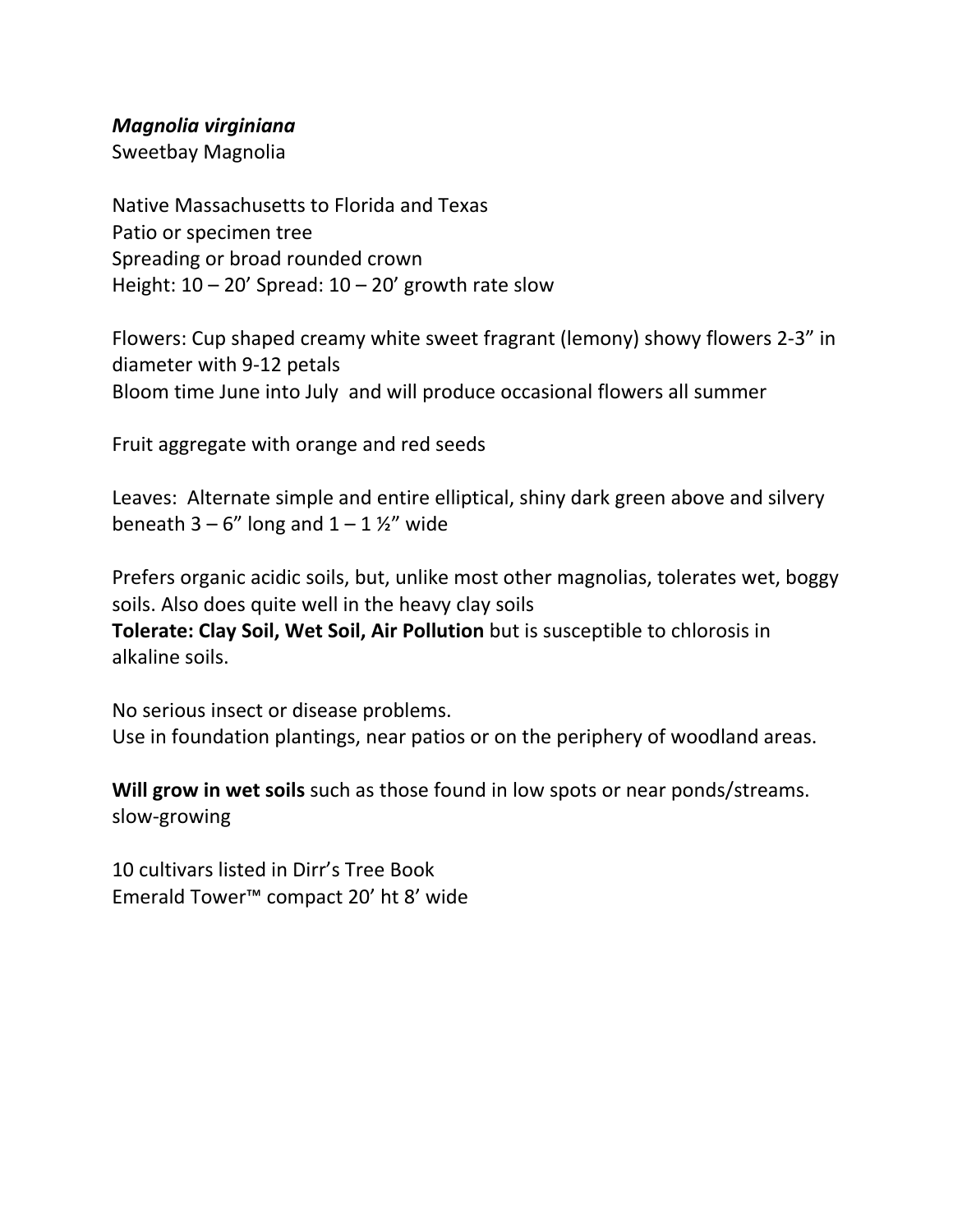***Magnolia virginiana***
Sweetbay Magnolia

Native Massachusetts to Florida and Texas
Patio or specimen tree
Spreading or broad rounded crown
Height: 10 – 20' Spread: 10 – 20' growth rate slow

Flowers: Cup shaped creamy white sweet fragrant (lemony) showy flowers 2-3" in diameter with 9-12 petals
Bloom time June into July and will produce occasional flowers all summer

Fruit aggregate with orange and red seeds

Leaves: Alternate simple and entire elliptical, shiny dark green above and silvery beneath 3 – 6" long and 1 – 1 ½" wide

Prefers organic acidic soils, but, unlike most other magnolias, tolerates wet, boggy soils. Also does quite well in the heavy clay soils
**Tolerate: Clay Soil, Wet Soil, Air Pollution** but is susceptible to chlorosis in alkaline soils.

No serious insect or disease problems.
Use in foundation plantings, near patios or on the periphery of woodland areas.

**Will grow in wet soils** such as those found in low spots or near ponds/streams.
slow-growing

10 cultivars listed in Dirr's Tree Book
Emerald Tower™ compact 20' ht 8' wide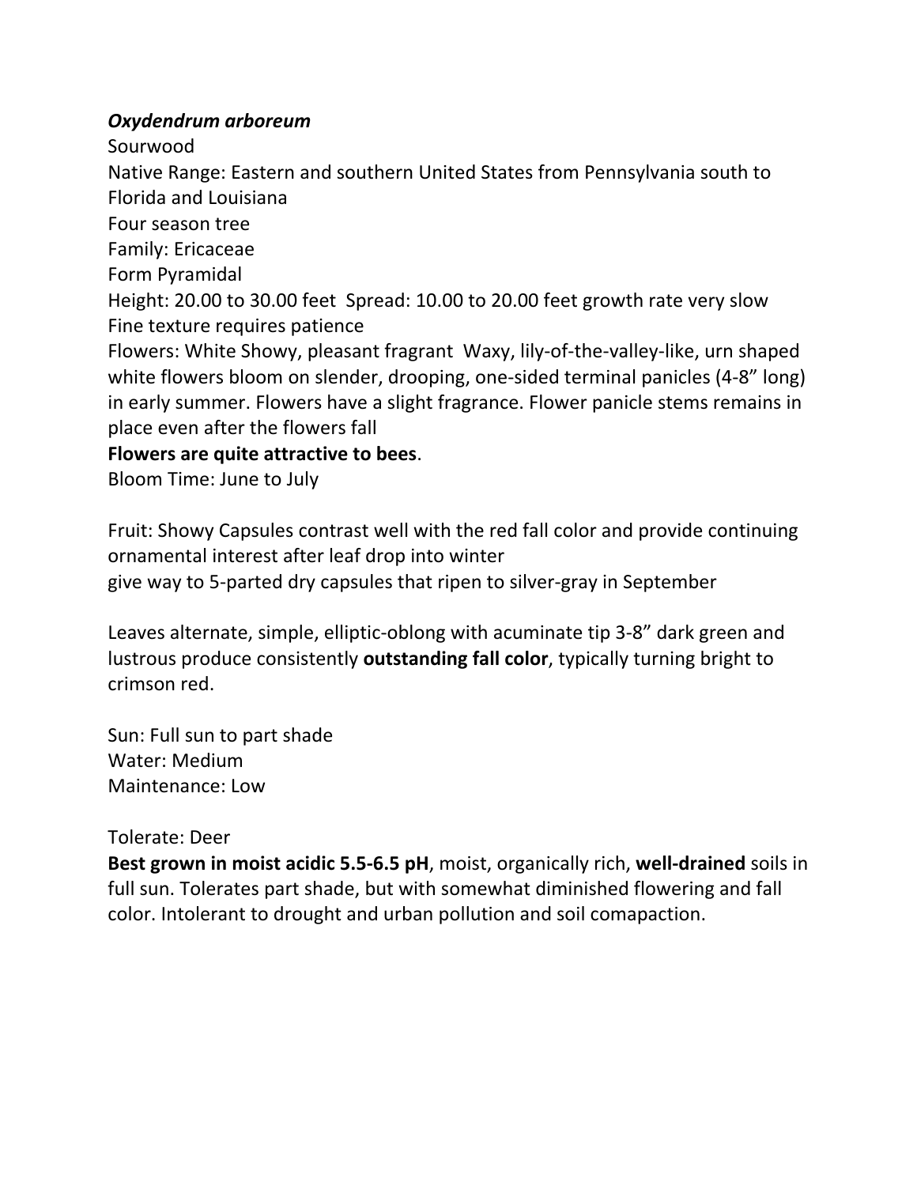***Oxydendrum arboreum***

Sourwood

Native Range: Eastern and southern United States from Pennsylvania south to Florida and Louisiana

Four season tree

Family: Ericaceae

Form Pyramidal

Height: 20.00 to 30.00 feet Spread: 10.00 to 20.00 feet growth rate very slow

Fine texture requires patience

Flowers: White Showy, pleasant fragrant Waxy, lily-of-the-valley-like, urn shaped white flowers bloom on slender, drooping, one-sided terminal panicles (4-8" long) in early summer. Flowers have a slight fragrance. Flower panicle stems remains in place even after the flowers fall

**Flowers are quite attractive to bees**.

Bloom Time: June to July

Fruit: Showy Capsules contrast well with the red fall color and provide continuing ornamental interest after leaf drop into winter

give way to 5-parted dry capsules that ripen to silver-gray in September

Leaves alternate, simple, elliptic-oblong with acuminate tip 3-8" dark green and lustrous produce consistently **outstanding fall color**, typically turning bright to crimson red.

Sun: Full sun to part shade

Water: Medium

Maintenance: Low

Tolerate: Deer

**Best grown in moist acidic 5.5-6.5 pH**, moist, organically rich, **well-drained** soils in full sun. Tolerates part shade, but with somewhat diminished flowering and fall color. Intolerant to drought and urban pollution and soil comapaction.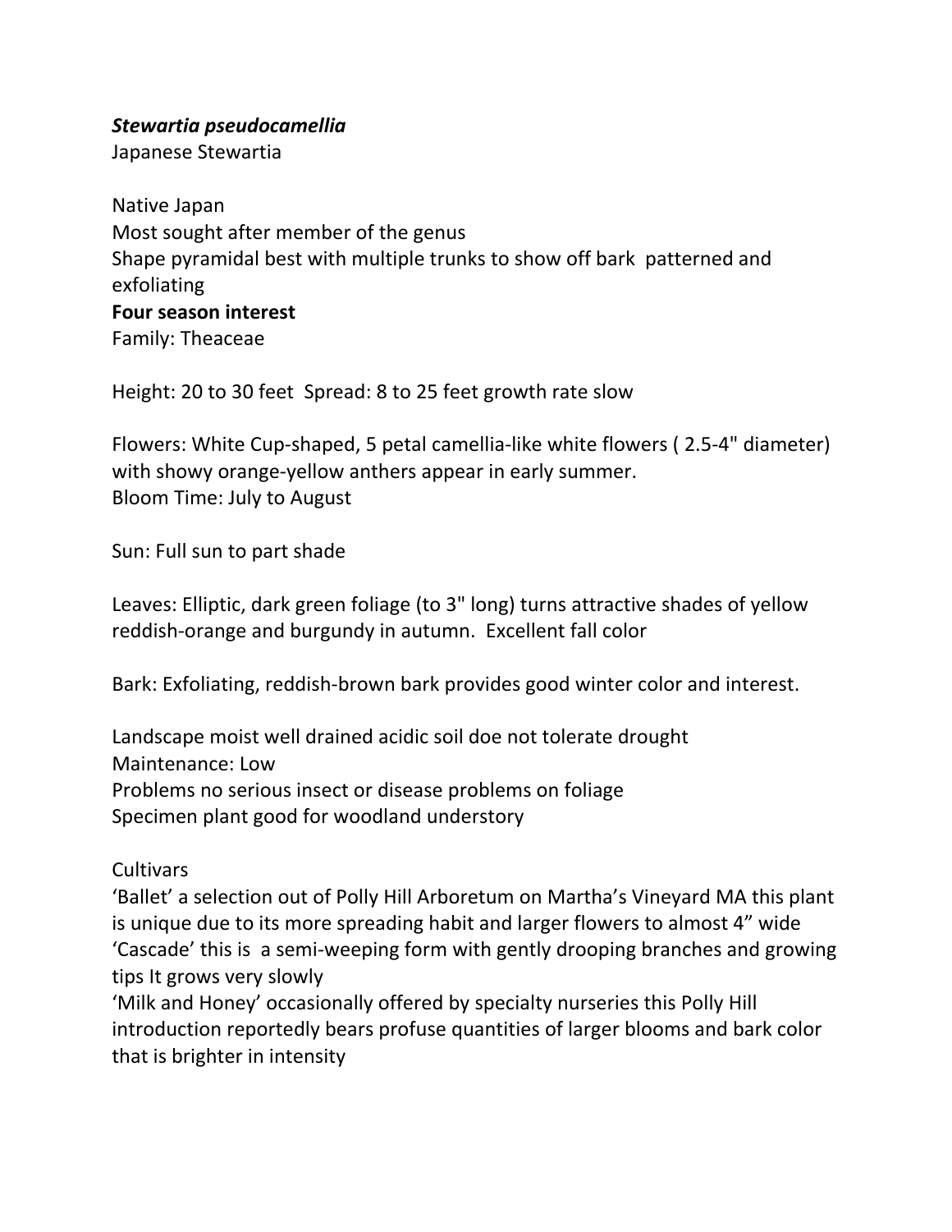***Stewartia pseudocamellia***
Japanese Stewartia

Native Japan
Most sought after member of the genus
Shape pyramidal best with multiple trunks to show off bark patterned and exfoliating
**Four season interest**
Family: Theaceae

Height: 20 to 30 feet Spread: 8 to 25 feet growth rate slow

Flowers: White Cup-shaped, 5 petal camellia-like white flowers ( 2.5-4" diameter) with showy orange-yellow anthers appear in early summer.
Bloom Time: July to August

Sun: Full sun to part shade

Leaves: Elliptic, dark green foliage (to 3" long) turns attractive shades of yellow reddish-orange and burgundy in autumn. Excellent fall color

Bark: Exfoliating, reddish-brown bark provides good winter color and interest.

Landscape moist well drained acidic soil doe not tolerate drought
Maintenance: Low
Problems no serious insect or disease problems on foliage
Specimen plant good for woodland understory

Cultivars
'Ballet' a selection out of Polly Hill Arboretum on Martha's Vineyard MA this plant is unique due to its more spreading habit and larger flowers to almost 4" wide
'Cascade' this is a semi-weeping form with gently drooping branches and growing tips It grows very slowly
'Milk and Honey' occasionally offered by specialty nurseries this Polly Hill introduction reportedly bears profuse quantities of larger blooms and bark color that is brighter in intensity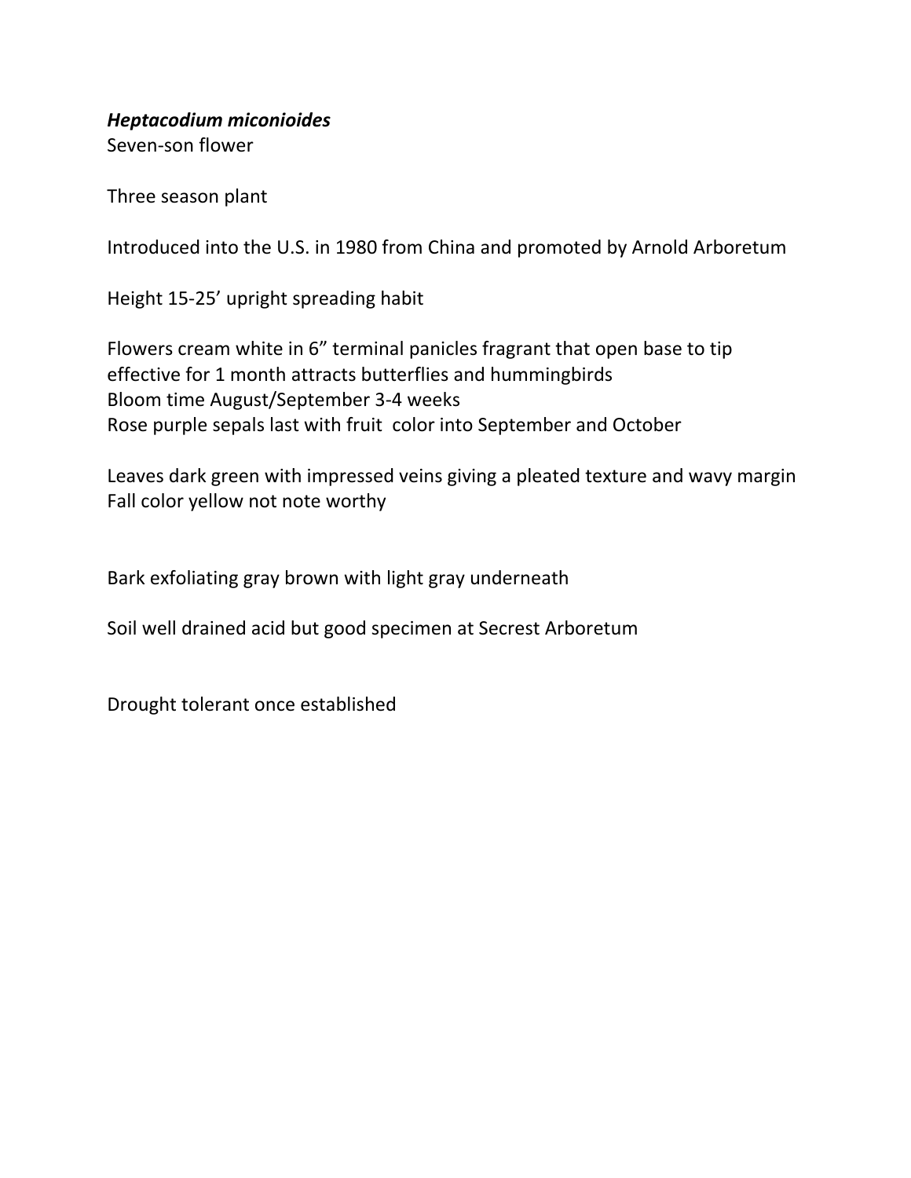***Heptacodium miconioides***
Seven-son flower

Three season plant

Introduced into the U.S. in 1980 from China and promoted by Arnold Arboretum

Height 15-25' upright spreading habit

Flowers cream white in 6" terminal panicles fragrant that open base to tip
effective for 1 month attracts butterflies and hummingbirds
Bloom time August/September 3-4 weeks
Rose purple sepals last with fruit color into September and October

Leaves dark green with impressed veins giving a pleated texture and wavy margin
Fall color yellow not note worthy

Bark exfoliating gray brown with light gray underneath

Soil well drained acid but good specimen at Secrest Arboretum

Drought tolerant once established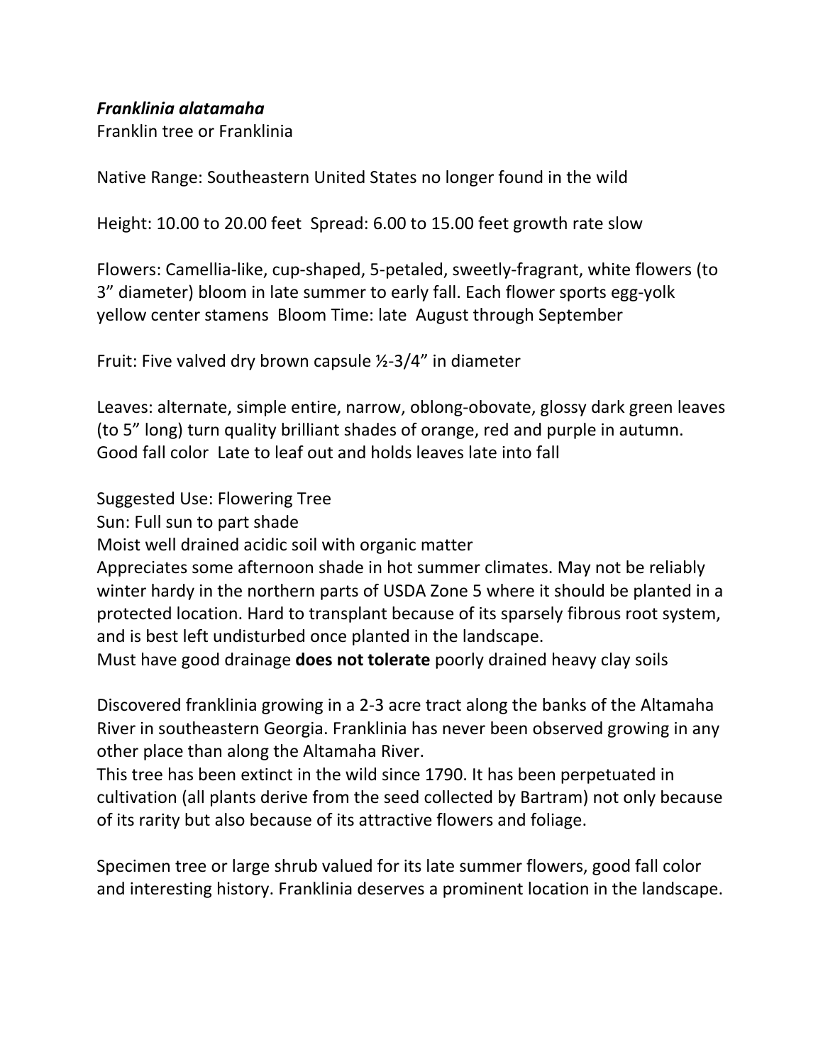***Franklinia alatamaha***
Franklin tree or Franklinia

Native Range: Southeastern United States no longer found in the wild

Height: 10.00 to 20.00 feet  Spread: 6.00 to 15.00 feet growth rate slow

Flowers: Camellia-like, cup-shaped, 5-petaled, sweetly-fragrant, white flowers (to 3" diameter) bloom in late summer to early fall. Each flower sports egg-yolk yellow center stamens  Bloom Time: late  August through September

Fruit: Five valved dry brown capsule ½-3/4" in diameter

Leaves: alternate, simple entire, narrow, oblong-obovate, glossy dark green leaves (to 5" long) turn quality brilliant shades of orange, red and purple in autumn. Good fall color  Late to leaf out and holds leaves late into fall

Suggested Use: Flowering Tree
Sun: Full sun to part shade
Moist well drained acidic soil with organic matter
Appreciates some afternoon shade in hot summer climates. May not be reliably winter hardy in the northern parts of USDA Zone 5 where it should be planted in a protected location. Hard to transplant because of its sparsely fibrous root system, and is best left undisturbed once planted in the landscape.
Must have good drainage **does not tolerate** poorly drained heavy clay soils

Discovered franklinia growing in a 2-3 acre tract along the banks of the Altamaha River in southeastern Georgia. Franklinia has never been observed growing in any other place than along the Altamaha River.
This tree has been extinct in the wild since 1790. It has been perpetuated in cultivation (all plants derive from the seed collected by Bartram) not only because of its rarity but also because of its attractive flowers and foliage.

Specimen tree or large shrub valued for its late summer flowers, good fall color and interesting history. Franklinia deserves a prominent location in the landscape.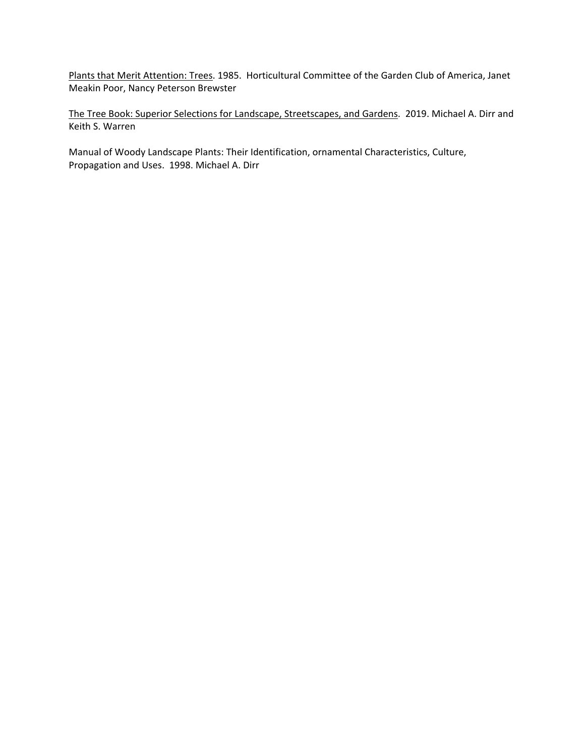<u>Plants that Merit Attention: Trees</u>. 1985. Horticultural Committee of the Garden Club of America, Janet Meakin Poor, Nancy Peterson Brewster

<u>The Tree Book: Superior Selections for Landscape, Streetscapes, and Gardens</u>. 2019. Michael A. Dirr and Keith S. Warren

Manual of Woody Landscape Plants: Their Identification, ornamental Characteristics, Culture, Propagation and Uses. 1998. Michael A. Dirr